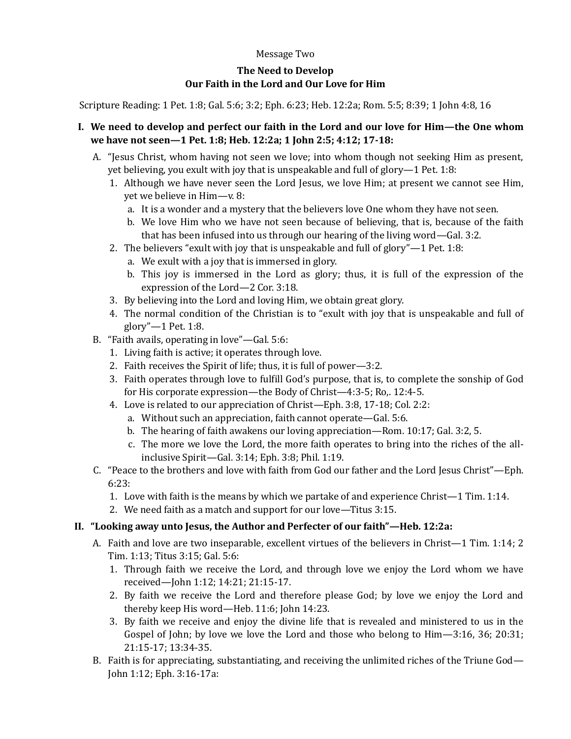Message Two

## The Need to Develop Our Faith in the Lord and Our Love for Him

Scripture Reading: 1 Pet. 1:8; Gal. 5:6; 3:2; Eph. 6:23; Heb. 12:2a; Rom. 5:5; 8:39; 1 John 4:8, 16

**I. We need to develop and perfect our faith in the Lord and our love for Him—the One whom we have not seen—1 Pet. 1:8; Heb. 12:2a; 1 John 2:5; 4:12; 17-18:**

A. "Jesus Christ, whom having not seen we love; into whom though not seeking Him as present, yet believing, you exult with joy that is unspeakable and full of glory—1 Pet. 1:8:

1. Although we have never seen the Lord Jesus, we love Him; at present we cannot see Him, yet we believe in Him—v. 8:
   a. It is a wonder and a mystery that the believers love One whom they have not seen.
   b. We love Him who we have not seen because of believing, that is, because of the faith that has been infused into us through our hearing of the living word—Gal. 3:2.
2. The believers "exult with joy that is unspeakable and full of glory"—1 Pet. 1:8:
   a. We exult with a joy that is immersed in glory.
   b. This joy is immersed in the Lord as glory; thus, it is full of the expression of the expression of the Lord—2 Cor. 3:18.
3. By believing into the Lord and loving Him, we obtain great glory.
4. The normal condition of the Christian is to "exult with joy that is unspeakable and full of glory"—1 Pet. 1:8.

B. "Faith avails, operating in love"—Gal. 5:6:

1. Living faith is active; it operates through love.
2. Faith receives the Spirit of life; thus, it is full of power—3:2.
3. Faith operates through love to fulfill God's purpose, that is, to complete the sonship of God for His corporate expression—the Body of Christ—4:3-5; Ro,. 12:4-5.
4. Love is related to our appreciation of Christ—Eph. 3:8, 17-18; Col. 2:2:
   a. Without such an appreciation, faith cannot operate—Gal. 5:6.
   b. The hearing of faith awakens our loving appreciation—Rom. 10:17; Gal. 3:2, 5.
   c. The more we love the Lord, the more faith operates to bring into the riches of the all-inclusive Spirit—Gal. 3:14; Eph. 3:8; Phil. 1:19.

C. "Peace to the brothers and love with faith from God our father and the Lord Jesus Christ"—Eph. 6:23:

1. Love with faith is the means by which we partake of and experience Christ—1 Tim. 1:14.
2. We need faith as a match and support for our love—Titus 3:15.

**II. "Looking away unto Jesus, the Author and Perfecter of our faith"—Heb. 12:2a:**

A. Faith and love are two inseparable, excellent virtues of the believers in Christ—1 Tim. 1:14; 2 Tim. 1:13; Titus 3:15; Gal. 5:6:

1. Through faith we receive the Lord, and through love we enjoy the Lord whom we have received—John 1:12; 14:21; 21:15-17.
2. By faith we receive the Lord and therefore please God; by love we enjoy the Lord and thereby keep His word—Heb. 11:6; John 14:23.
3. By faith we receive and enjoy the divine life that is revealed and ministered to us in the Gospel of John; by love we love the Lord and those who belong to Him—3:16, 36; 20:31; 21:15-17; 13:34-35.

B. Faith is for appreciating, substantiating, and receiving the unlimited riches of the Triune God—John 1:12; Eph. 3:16-17a: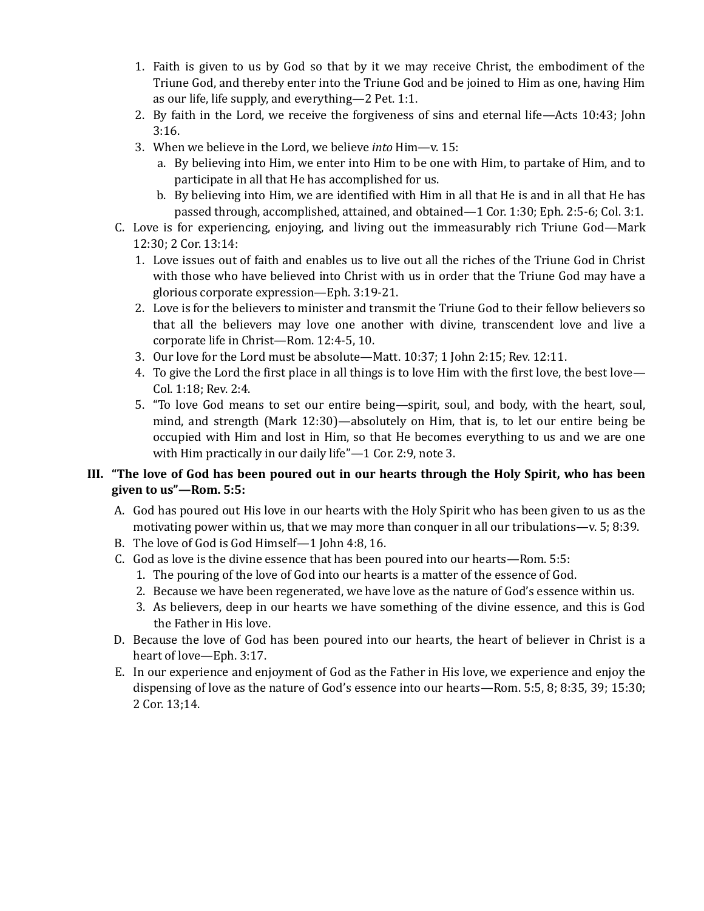1. Faith is given to us by God so that by it we may receive Christ, the embodiment of the Triune God, and thereby enter into the Triune God and be joined to Him as one, having Him as our life, life supply, and everything—2 Pet. 1:1.
2. By faith in the Lord, we receive the forgiveness of sins and eternal life—Acts 10:43; John 3:16.
3. When we believe in the Lord, we believe *into* Him—v. 15:
   a. By believing into Him, we enter into Him to be one with Him, to partake of Him, and to participate in all that He has accomplished for us.
   b. By believing into Him, we are identified with Him in all that He is and in all that He has passed through, accomplished, attained, and obtained—1 Cor. 1:30; Eph. 2:5-6; Col. 3:1.

C. Love is for experiencing, enjoying, and living out the immeasurably rich Triune God—Mark 12:30; 2 Cor. 13:14:
   1. Love issues out of faith and enables us to live out all the riches of the Triune God in Christ with those who have believed into Christ with us in order that the Triune God may have a glorious corporate expression—Eph. 3:19-21.
   2. Love is for the believers to minister and transmit the Triune God to their fellow believers so that all the believers may love one another with divine, transcendent love and live a corporate life in Christ—Rom. 12:4-5, 10.
   3. Our love for the Lord must be absolute—Matt. 10:37; 1 John 2:15; Rev. 12:11.
   4. To give the Lord the first place in all things is to love Him with the first love, the best love—Col. 1:18; Rev. 2:4.
   5. "To love God means to set our entire being—spirit, soul, and body, with the heart, soul, mind, and strength (Mark 12:30)—absolutely on Him, that is, to let our entire being be occupied with Him and lost in Him, so that He becomes everything to us and we are one with Him practically in our daily life"—1 Cor. 2:9, note 3.

## III. "The love of God has been poured out in our hearts through the Holy Spirit, who has been given to us"—Rom. 5:5:

A. God has poured out His love in our hearts with the Holy Spirit who has been given to us as the motivating power within us, that we may more than conquer in all our tribulations—v. 5; 8:39.

B. The love of God is God Himself—1 John 4:8, 16.

C. God as love is the divine essence that has been poured into our hearts—Rom. 5:5:
   1. The pouring of the love of God into our hearts is a matter of the essence of God.
   2. Because we have been regenerated, we have love as the nature of God's essence within us.
   3. As believers, deep in our hearts we have something of the divine essence, and this is God the Father in His love.

D. Because the love of God has been poured into our hearts, the heart of believer in Christ is a heart of love—Eph. 3:17.

E. In our experience and enjoyment of God as the Father in His love, we experience and enjoy the dispensing of love as the nature of God's essence into our hearts—Rom. 5:5, 8; 8:35, 39; 15:30; 2 Cor. 13;14.